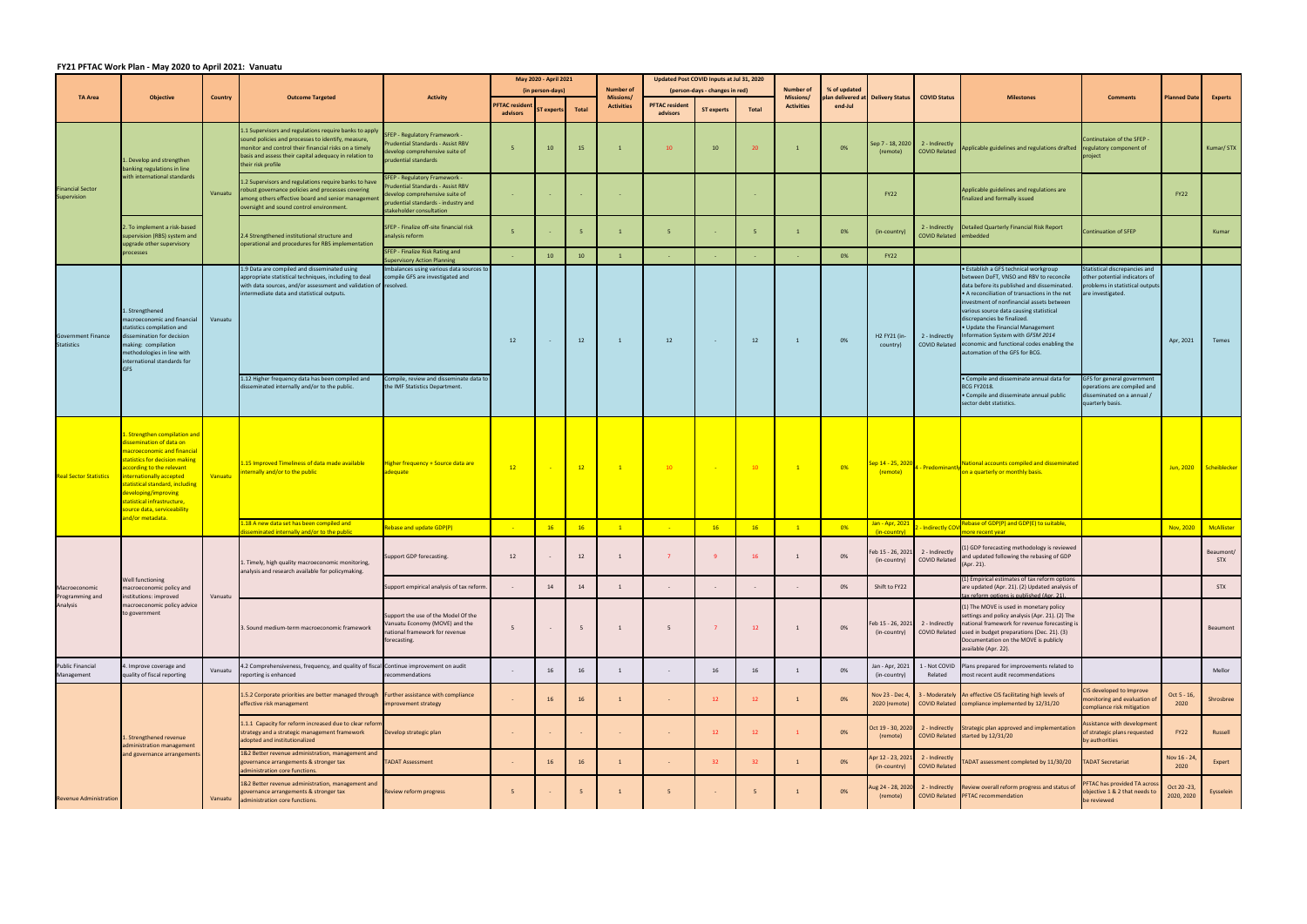# FY21 PFTAC Work Plan - May 2020 to April 2021: Vanuatu

| TA Area | Objective | Country | Outcome Targeted | Activity | May 2020 - April 2021 (in person-days) | | | Number of Missions/ Activities | Updated Post COVID Inputs at Jul 31, 2020 (person-days - changes in red) | | | Number of Missions/ Activities | % of updated plan delivered at end-Jul | Delivery Status | COVID Status | Milestones | Comments | Planned Date | Experts |
|---|---|---|---|---|---|---|---|---|---|---|---|---|---|---|---|---|---|---|---|
| | | | | | PFTAC resident advisors | ST experts | Total | | PFTAC resident advisors | ST experts | Total | | | | | | | | |
| Financial Sector Supervision | 1. Develop and strengthen banking regulations in line with international standards | Vanuatu | 1.1 Supervisors and regulations require banks to apply sound policies and processes to identify, measure, monitor and control their financial risks on a timely basis and assess their capital adequacy in relation to their risk profile | SFEP - Regulatory Framework - Prudential Standards - Assist RBV develop comprehensive suite of prudential standards | 5 | 10 | 15 | 1 | 10 | 10 | 20 | 1 | 0% | Sep 7 - 18, 2020 (remote) | 2 - Indirectly COVID Related | Applicable guidelines and regulations drafted | Continuation of the SFEP - regulatory component of project | | Kumar/ STX |
| | | | 1.2 Supervisors and regulations require banks to have robust governance policies and processes covering among others effective board and senior management oversight and sound control environment. | SFEP - Regulatory Framework - Prudential Standards - Assist RBV develop comprehensive suite of prudential standards - industry and stakeholder consultation | - | - | - | | - | | - | | | FY22 | | Applicable guidelines and regulations are finalized and formally issued | | FY22 | |
| | 2. To implement a risk-based supervision (RBS) system and upgrade other supervisory processes | | 2.4 Strengthened institutional structure and operational and procedures for RBS implementation | SFEP - Finalize off-site financial risk analysis reform | 5 | - | 5 | 1 | 5 | - | 5 | 1 | 0% | (in-country) | 2 - Indirectly COVID Related | Detailed Quarterly Financial Risk Report embedded | Continuation of SFEP | | Kumar |
| | | | | SFEP - Finalize Risk Rating and Supervisory Action Planning | - | 10 | 10 | 1 | - | - | - | - | 0% | FY22 | | | | | |
| Government Finance Statistics | 1. Strengthened macroeconomic and financial statistics compilation and dissemination for decision making: compilation methodologies in line with international standards for GFS | Vanuatu | 1.9 Data are compiled and disseminated using appropriate statistical techniques, including to deal with data sources, and/or assessment and validation of intermediate data and statistical outputs. | Imbalances using various data sources to compile GFS are investigated and resolved. | 12 | - | 12 | 1 | 12 | - | 12 | 1 | 0% | H2 FY21 (in-country) | 2 - Indirectly COVID Related | • Establish a GFS technical workgroup between DoFT, VNSO and RBV to reconcile data before its published and disseminated. • A reconciliation of transactions in the net investment of nonfinancial assets between various source data causing statistical discrepancies be finalized. • Update the Financial Management Information System with *GFSM 2014* economic and functional codes enabling the automation of the GFS for BCG. | Statistical discrepancies and other potential indicators of problems in statistical outputs are investigated. | Apr, 2021 | Temes |
| | | | 1.12 Higher frequency data has been compiled and disseminated internally and/or to the public. | Compile, review and disseminate data to the IMF Statistics Department. | | | | | | | | | | | | • Compile and disseminate annual data for BCG FY2018. • Compile and disseminate annual public sector debt statistics. | GFS for general government operations are compiled and disseminated on a annual / quarterly basis. | | |
| Real Sector Statistics | 1. Strengthen compilation and dissemination of data on macroeconomic and financial statistics for decision making according to the relevant internationally accepted statistical standard, including developing/improving statistical infrastructure, source data, serviceability and/or metadata. | Vanuatu | 1.15 Improved Timeliness of data made available internally and/or to the public | Higher frequency = Source data are adequate | 12 | - | 12 | 1 | 10 | - | 10 | 1 | 0% | Sep 14 - 25, 2020 (remote) | 4 - Predominantly | National accounts compiled and disseminated on a quarterly or monthly basis. | | Jun, 2020 | Scheiblecker |
| | | | 1.18 A new data set has been compiled and disseminated internally and/or to the public | Rebase and update GDP(P) | - | 16 | 16 | 1 | - | 16 | 16 | 1 | 0% | Jan - Apr, 2021 (in-country) | 2 - Indirectly COV | Rebase of GDP(P) and GDP(E) to suitable, more recent year | | Nov, 2020 | McAllister |
| Macroeconomic Programming and Analysis | Well functioning macroeconomic policy and institutions: improved macroeconomic policy advice to government | Vanuatu | 1. Timely, high quality macroeconomic monitoring, analysis and research available for policymaking. | Support GDP forecasting. | 12 | - | 12 | 1 | 7 | 9 | 16 | 1 | 0% | Feb 15 - 26, 2021 (in-country) | 2 - Indirectly COVID Related | (1) GDP forecasting methodology is reviewed and updated following the rebasing of GDP (Apr. 21). | | | Beaumont/ STX |
| | | | | Support empirical analysis of tax reform. | - | 14 | 14 | 1 | - | - | - | - | 0% | Shift to FY22 | | (1) Empirical estimates of tax reform options are updated (Apr. 21). (2) Updated analysis of tax reform options is published (Apr. 21). | | | STX |
| | | | 3. Sound medium-term macroeconomic framework | Support the use of the Model Of the Vanuatu Economy (MOVE) and the national framework for revenue forecasting. | 5 | - | 5 | 1 | 5 | 7 | 12 | 1 | 0% | Feb 15 - 26, 2021 (in-country) | 2 - Indirectly COVID Related | (1) The MOVE is used in monetary policy settings and policy analysis (Apr. 21). (2) The national framework for revenue forecasting is used in budget preparations (Dec. 21). (3) Documentation on the MOVE is publicly available (Apr. 22). | | | Beaumont |
| Public Financial Management | 4. Improve coverage and quality of fiscal reporting | Vanuatu | 4.2 Comprehensiveness, frequency, and quality of fiscal reporting is enhanced | Continue improvement on audit recommendations | - | 16 | 16 | 1 | - | 16 | 16 | 1 | 0% | Jan - Apr, 2021 (in-country) | 1 - Not COVID Related | Plans prepared for improvements related to most recent audit recommendations | | | Mellor |
| Revenue Administration | 1. Strengthened revenue administration management and governance arrangements | Vanuatu | 1.5.2 Corporate priorities are better managed through effective risk management | Further assistance with compliance improvement strategy | - | 16 | 16 | 1 | - | 12 | 12 | 1 | 0% | Nov 23 - Dec 4, 2020 (remote) | 3 - Moderately COVID Related | An effective CIS facilitating high levels of compliance implemented by 12/31/20 | CIS developed to Improve monitoring and evaluation of compliance risk mitigation | Oct 5 - 16, 2020 | Shrosbree |
| | | | 1.1.1 Capacity for reform increased due to clear reform strategy and a strategic management framework adopted and institutionalized | Develop strategic plan | - | - | - | - | - | 12 | 12 | 1 | 0% | Oct 19 - 30, 2020 (remote) | 2 - Indirectly COVID Related | Strategic plan approved and implementation started by 12/31/20 | Assistance with development of strategic plans requested by authorities | FY22 | Russell |
| | | | 1&2 Better revenue administration, management and governance arrangements & stronger tax administration core functions. | TADAT Assessment | - | 16 | 16 | 1 | - | 32 | 32 | 1 | 0% | Apr 12 - 23, 2021 (in-country) | 2 - Indirectly COVID Related | TADAT assessment completed by 11/30/20 | TADAT Secretariat | Nov 16 - 24, 2020 | Expert |
| | | | 1&2 Better revenue administration, management and governance arrangements & stronger tax administration core functions. | Review reform progress | 5 | - | 5 | 1 | 5 | - | 5 | 1 | 0% | Aug 24 - 28, 2020 (remote) | 2 - Indirectly COVID Related | Review overall reform progress and status of PFTAC recommendation | PFTAC has provided TA across objective 1 & 2 that needs to be reviewed | Oct 20 -23, 2020, 2020 | Eysselein |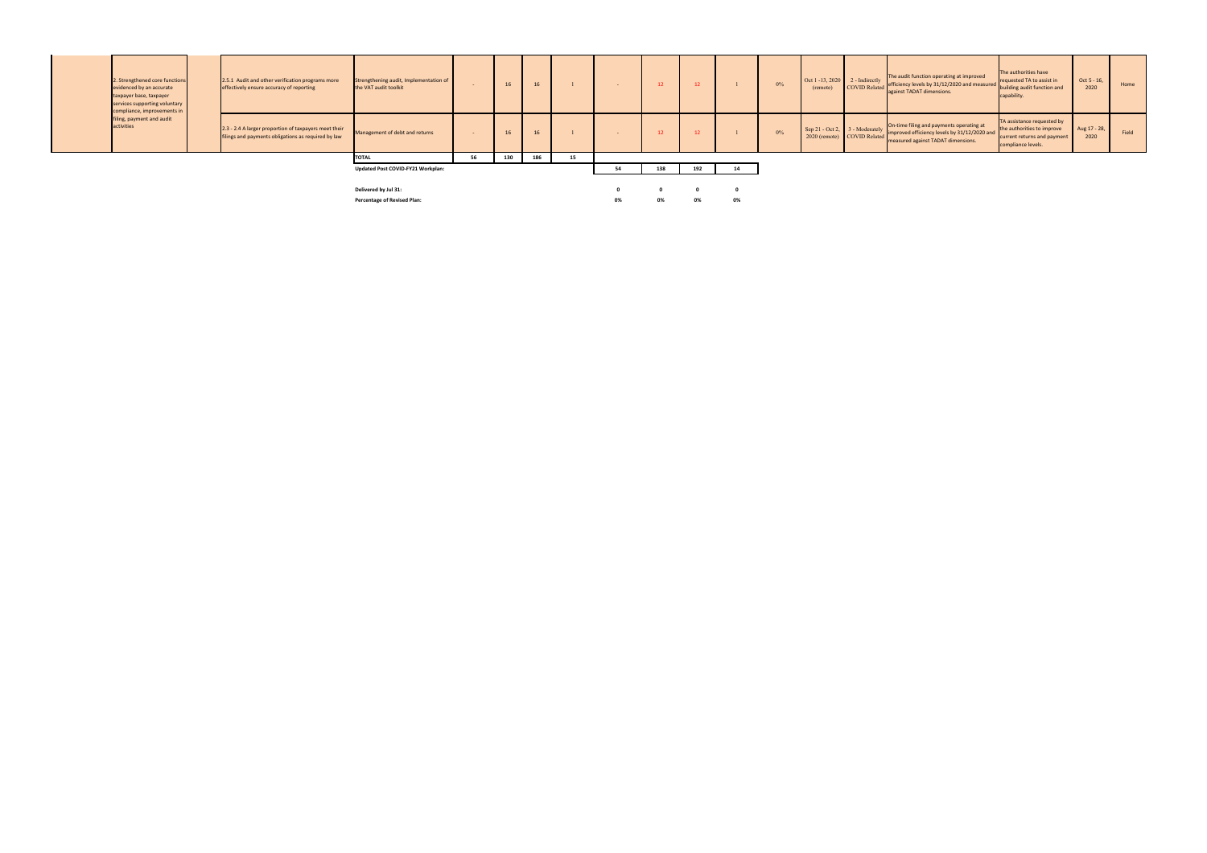| | | | | | | | | | | | | | | | | | | | |
|---|---|---|---|---|---|---|---|---|---|---|---|---|---|---|---|---|---|---|---|
| | 2. Strengthened core functions evidenced by an accurate taxpayer base, taxpayer services supporting voluntary compliance, improvements in filing, payment and audit activities | | 2.5.1 Audit and other verification programs more effectively ensure accuracy of reporting | Strengthening audit, Implementation of the VAT audit toolkit | - | 16 | 16 | 1 | - | 12 | 12 | 1 | 0% | Oct 1 -13, 2020 (remote) | 2 - Indirectly COVID Related | The audit function operating at improved efficiency levels by 31/12/2020 and measured against TADAT dimensions. | The authorities have requested TA to assist in building audit function and capability. | Oct 5 - 16, 2020 | Home |
| | | | 2.3 - 2.4 A larger proportion of taxpayers meet their filings and payments obligations as required by law | Management of debt and returns | - | 16 | 16 | 1 | - | 12 | 12 | 1 | 0% | Sep 21 - Oct 2, 2020 (remote) | 3 - Moderately COVID Related | On-time filing and payments operating at improved efficiency levels by 31/12/2020 and measured against TADAT dimensions. | TA assistance requested by the authorities to improve current returns and payment compliance levels. | Aug 17 - 28, 2020 | Field |
| | | | | **TOTAL** | **56** | **130** | **186** | **15** | | | | | | | | | | | |
| | | | | **Updated Post COVID-FY21 Workplan:** | | | | | **54** | **138** | **192** | **14** | | | | | | | |
| | | | | **Delivered by Jul 31:** | | | | | **0** | **0** | **0** | **0** | | | | | | | |
| | | | | **Percentage of Revised Plan:** | | | | | **0%** | **0%** | **0%** | **0%** | | | | | | | |